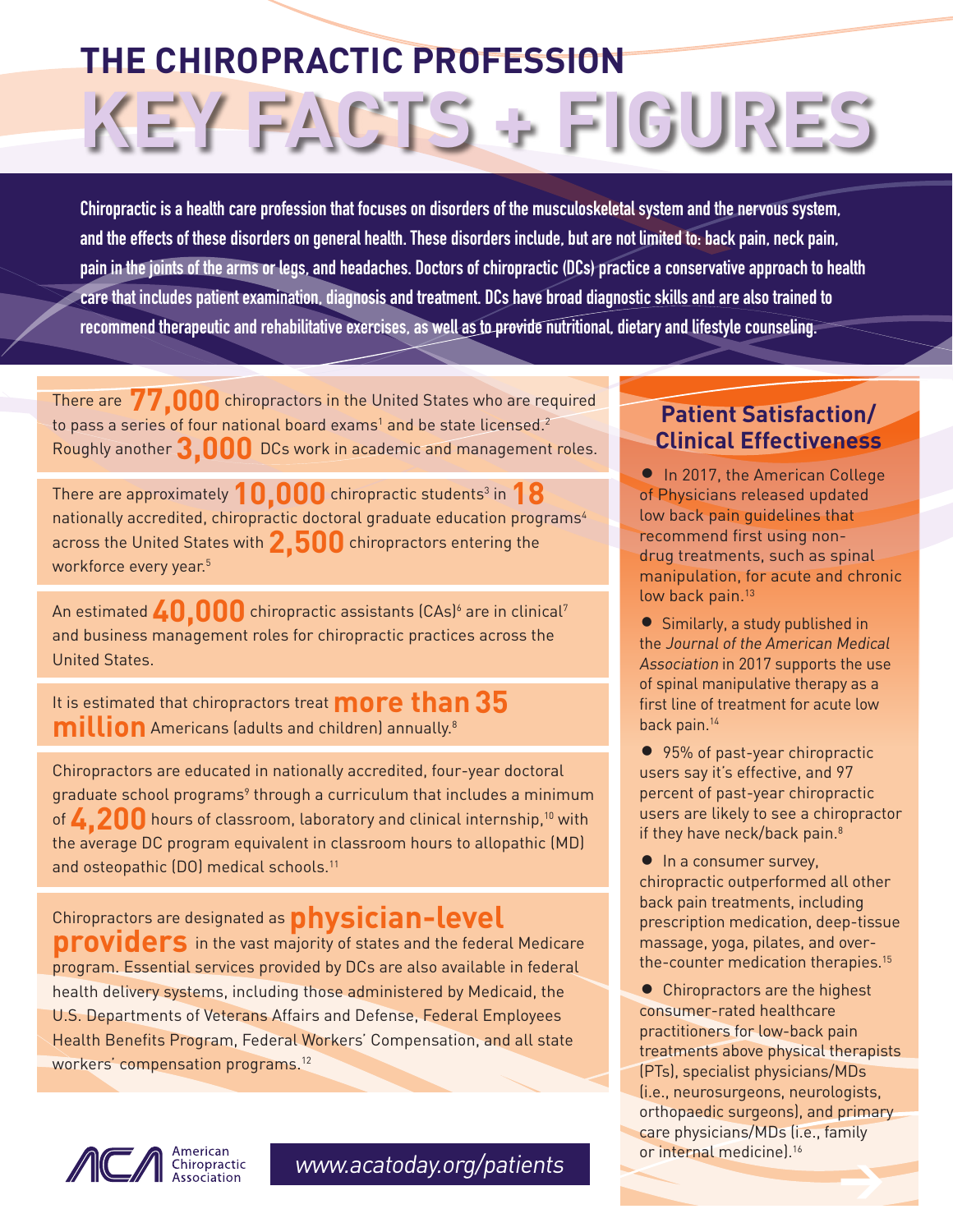# THE CHIROPRACTIC PROFESSION

# KEY FACTS + FIGURES

**Chiropractic is a health care profession that focuses on disorders of the musculoskeletal system and the nervous system, and the effects of these disorders on general health. These disorders include, but are not limited to: back pain, neck pain, pain in the joints of the arms or legs, and headaches. Doctors of chiropractic (DCs) practice a conservative approach to health care that includes patient examination, diagnosis and treatment. DCs have broad diagnostic skills and are also trained to recommend therapeutic and rehabilitative exercises, as well as to provide nutritional, dietary and lifestyle counseling.**

There are **77,000** chiropractors in the United States who are required to pass a series of four national board exams[1] and be state licensed.[2] Roughly another **3,000** DCs work in academic and management roles.

There are approximately **10,000** chiropractic students[3] in **18** nationally accredited, chiropractic doctoral graduate education programs[4] across the United States with **2,500** chiropractors entering the workforce every year.[5]

An estimated **40,000** chiropractic assistants (CAs)[6] are in clinical[7] and business management roles for chiropractic practices across the United States.

It is estimated that chiropractors treat **more than 35 million** Americans (adults and children) annually.[8]

Chiropractors are educated in nationally accredited, four-year doctoral graduate school programs[9] through a curriculum that includes a minimum of **4,200** hours of classroom, laboratory and clinical internship,[10] with the average DC program equivalent in classroom hours to allopathic (MD) and osteopathic (DO) medical schools.[11]

Chiropractors are designated as **physician-level providers** in the vast majority of states and the federal Medicare program. Essential services provided by DCs are also available in federal health delivery systems, including those administered by Medicaid, the U.S. Departments of Veterans Affairs and Defense, Federal Employees Health Benefits Program, Federal Workers' Compensation, and all state workers' compensation programs.[12]

## Patient Satisfaction/ Clinical Effectiveness

- In 2017, the American College of Physicians released updated low back pain guidelines that recommend first using non-drug treatments, such as spinal manipulation, for acute and chronic low back pain.[13]
- Similarly, a study published in the *Journal of the American Medical Association* in 2017 supports the use of spinal manipulative therapy as a first line of treatment for acute low back pain.[14]
- 95% of past-year chiropractic users say it's effective, and 97 percent of past-year chiropractic users are likely to see a chiropractor if they have neck/back pain.[8]
- In a consumer survey, chiropractic outperformed all other back pain treatments, including prescription medication, deep-tissue massage, yoga, pilates, and over-the-counter medication therapies.[15]
- Chiropractors are the highest consumer-rated healthcare practitioners for low-back pain treatments above physical therapists (PTs), specialist physicians/MDs (i.e., neurosurgeons, neurologists, orthopaedic surgeons), and primary care physicians/MDs (i.e., family or internal medicine).[16]

American Chiropractic Association

www.acatoday.org/patients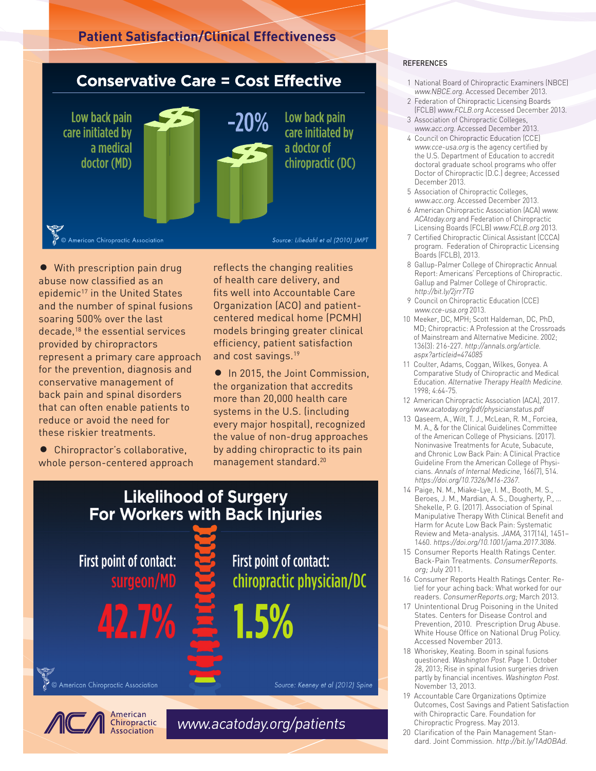## Patient Satisfaction/Clinical Effectiveness

### Conservative Care = Cost Effective

Low back pain care initiated by a medical doctor (MD)

-20%

Low back pain care initiated by a doctor of chiropractic (DC)

© American Chiropractic Association

Source: Liliedahl et al (2010) JMPT

- With prescription pain drug abuse now classified as an epidemic[17] in the United States and the number of spinal fusions soaring 500% over the last decade,[18] the essential services provided by chiropractors represent a primary care approach for the prevention, diagnosis and conservative management of back pain and spinal disorders that can often enable patients to reduce or avoid the need for these riskier treatments.
- Chiropractor's collaborative, whole person-centered approach reflects the changing realities of health care delivery, and fits well into Accountable Care Organization (ACO) and patient-centered medical home (PCMH) models bringing greater clinical efficiency, patient satisfaction and cost savings.[19]
- In 2015, the Joint Commission, the organization that accredits more than 20,000 health care systems in the U.S. (including every major hospital), recognized the value of non-drug approaches by adding chiropractic to its pain management standard.[20]

### Likelihood of Surgery For Workers with Back Injuries

First point of contact: surgeon/MD

42.7%

First point of contact: chiropractic physician/DC

1.5%

© American Chiropractic Association

Source: Keeney et al (2012) Spine

American Chiropractic Association

www.acatoday.org/patients

#### REFERENCES

1. National Board of Chiropractic Examiners (NBCE) *www.NBCE.org*. Accessed December 2013.
2. Federation of Chiropractic Licensing Boards (FCLB) *www.FCLB.org* Accessed December 2013.
3. Association of Chiropractic Colleges, *www.acc.org*. Accessed December 2013.
4. Council on Chiropractic Education (CCE) *www.cce-usa.org* is the agency certified by the U.S. Department of Education to accredit doctoral graduate school programs who offer Doctor of Chiropractic (D.C.) degree; Accessed December 2013.
5. Association of Chiropractic Colleges, *www.acc.org*. Accessed December 2013.
6. American Chiropractic Association (ACA) *www.ACAtoday.org* and Federation of Chiropractic Licensing Boards (FCLB) *www.FCLB.org* 2013.
7. Certified Chiropractic Clinical Assistant (CCCA) program. Federation of Chiropractic Licensing Boards (FCLB), 2013.
8. Gallup-Palmer College of Chiropractic Annual Report: Americans' Perceptions of Chiropractic. Gallup and Palmer College of Chiropractic. *http://bit.ly/2jrr7TG*
9. Council on Chiropractic Education (CCE) *www.cce-usa.org* 2013.
10. Meeker, DC, MPH; Scott Haldeman, DC, PhD, MD; Chiropractic: A Profession at the Crossroads of Mainstream and Alternative Medicine. 2002; 136(3): 216-227. *http://annals.org/article.aspx?articleid=474085*
11. Coulter, Adams, Coggan, Wilkes, Gonyea. A Comparative Study of Chiropractic and Medical Education. *Alternative Therapy Health Medicine*. 1998; 4:64-75.
12. American Chiropractic Association (ACA), 2017. *www.acatoday.org/pdf/physicianstatus.pdf*
13. Qaseem, A., Wilt, T. J., McLean, R. M., Forciea, M. A., & for the Clinical Guidelines Committee of the American College of Physicians. (2017). Noninvasive Treatments for Acute, Subacute, and Chronic Low Back Pain: A Clinical Practice Guideline From the American College of Physicians. *Annals of Internal Medicine*, 166(7), 514. *https://doi.org/10.7326/M16-2367*.
14. Paige, N. M., Miake-Lye, I. M., Booth, M. S., Beroes, J. M., Mardian, A. S., Dougherty, P., ... Shekelle, P. G. (2017). Association of Spinal Manipulative Therapy With Clinical Benefit and Harm for Acute Low Back Pain: Systematic Review and Meta-analysis. *JAMA*, 317(14), 1451–1460. *https://doi.org/10.1001/jama.2017.3086*.
15. Consumer Reports Health Ratings Center. Back-Pain Treatments. *ConsumerReports.org;* July 2011.
16. Consumer Reports Health Ratings Center. Relief for your aching back: What worked for our readers. *ConsumerReports.org;* March 2013.
17. Unintentional Drug Poisoning in the United States. Centers for Disease Control and Prevention, 2010. Prescription Drug Abuse. White House Office on National Drug Policy. Accessed November 2013.
18. Whoriskey, Keating. Boom in spinal fusions questioned. *Washington Post*. Page 1. October 28, 2013; Rise in spinal fusion surgeries driven partly by financial incentives. *Washington Post*. November 13, 2013.
19. Accountable Care Organizations Optimize Outcomes, Cost Savings and Patient Satisfaction with Chiropractic Care. Foundation for Chiropractic Progress. May 2013.
20. Clarification of the Pain Management Standard. Joint Commission. *http://bit.ly/1AdOBAd*.